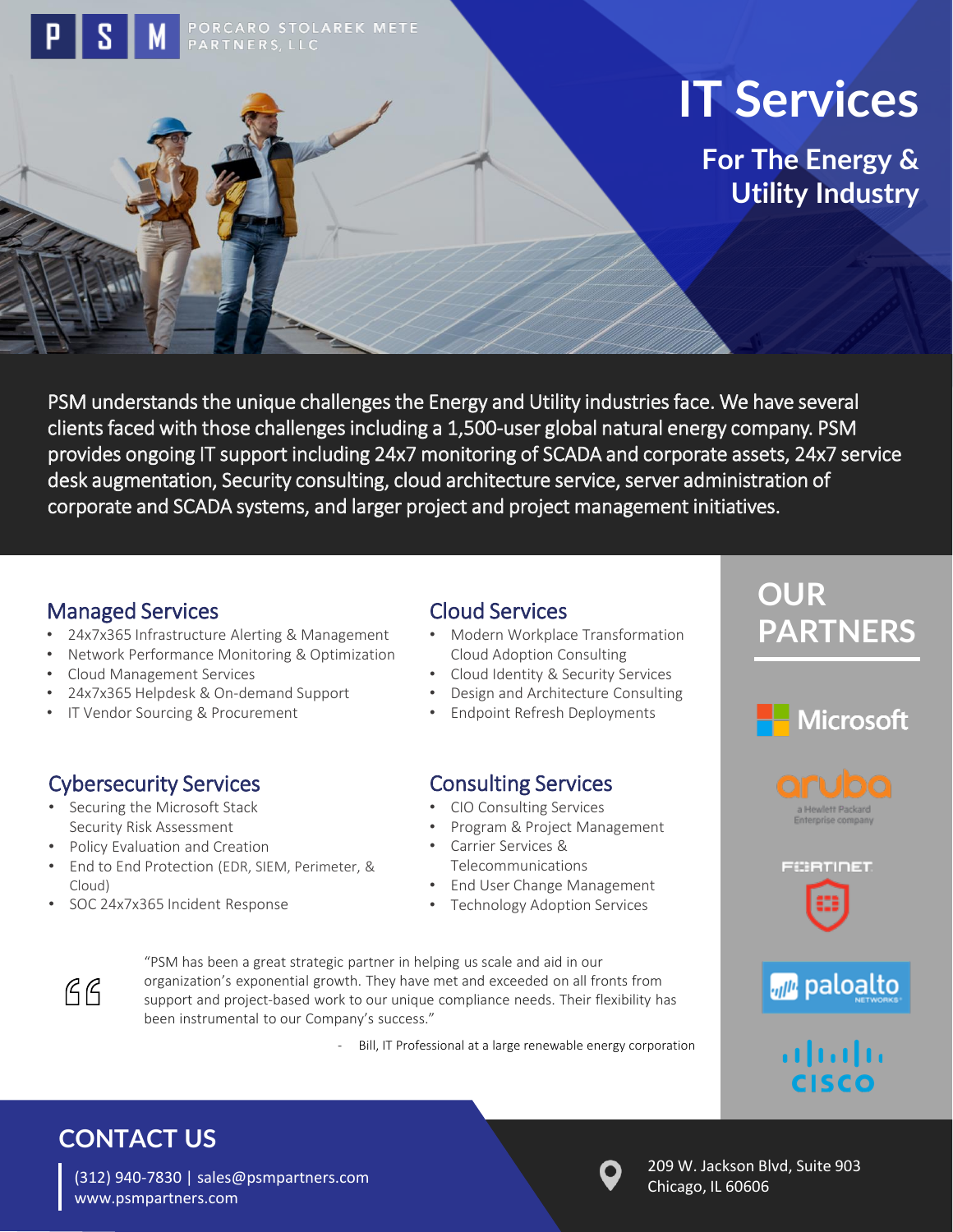PORCARO STOLAREK METE PARTNERS, LLC

# IT Services

## For The Energy & Utility Industry

PSM understands the unique challenges the Energy and Utility industries face. We have several clients faced with those challenges including a 1,500-user global natural energy company. PSM provides ongoing IT support including 24x7 monitoring of SCADA and corporate assets, 24x7 service desk augmentation, Security consulting, cloud architecture service, server administration of corporate and SCADA systems, and larger project and project management initiatives.

### Managed Services

- 24x7x365 Infrastructure Alerting & Management
- Network Performance Monitoring & Optimization
- Cloud Management Services
- 24x7x365 Helpdesk & On-demand Support
- IT Vendor Sourcing & Procurement

### Cloud Services

- Modern Workplace Transformation Cloud Adoption Consulting
- Cloud Identity & Security Services
- Design and Architecture Consulting
- Endpoint Refresh Deployments

### Cybersecurity Services

- Securing the Microsoft Stack Security Risk Assessment
- Policy Evaluation and Creation
- End to End Protection (EDR, SIEM, Perimeter, & Cloud)
- SOC 24x7x365 Incident Response

### Consulting Services

- CIO Consulting Services
- Program & Project Management
- Carrier Services & Telecommunications
- End User Change Management
- Technology Adoption Services

"PSM has been a great strategic partner in helping us scale and aid in our organization's exponential growth. They have met and exceeded on all fronts from support and project-based work to our unique compliance needs. Their flexibility has been instrumental to our Company's success."

\- Bill, IT Professional at a large renewable energy corporation

## OUR PARTNERS

- Microsoft
- aruba (a Hewlett Packard Enterprise company)
- FORTINET
- paloalto NETWORKS
- CISCO

## CONTACT US

(312) 940-7830 | sales@psmpartners.com
www.psmpartners.com

209 W. Jackson Blvd, Suite 903
Chicago, IL 60606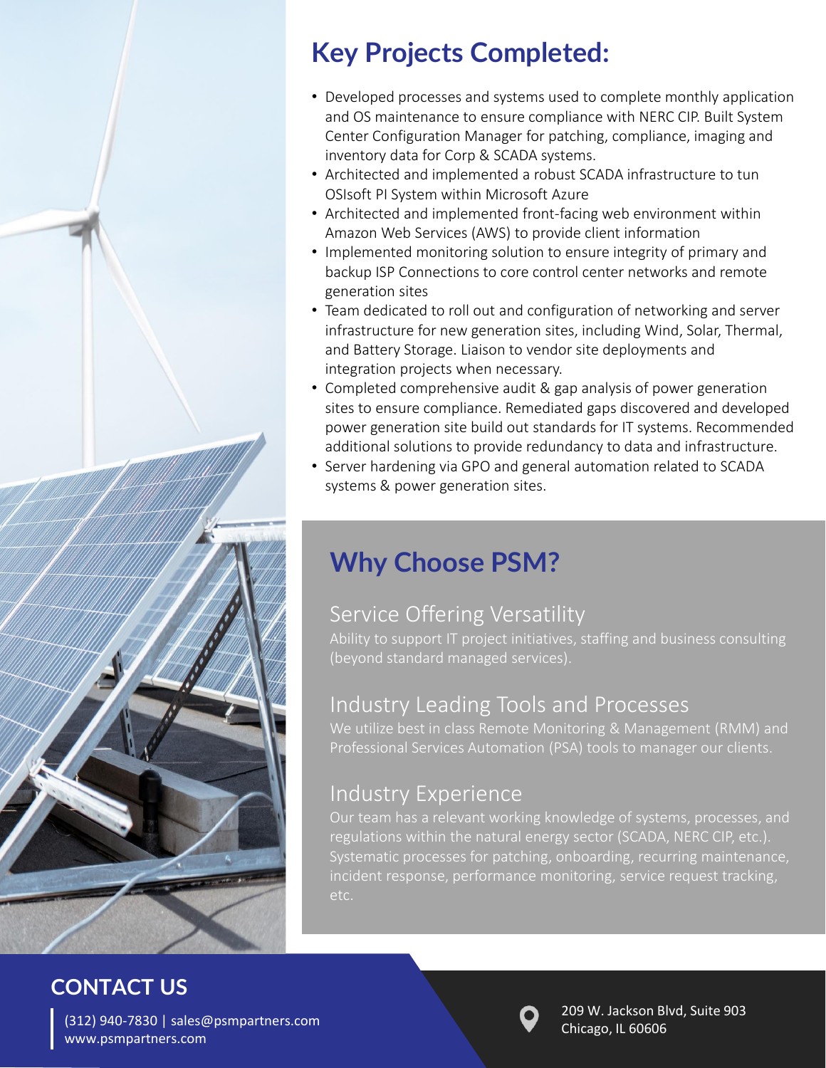## Key Projects Completed:

- Developed processes and systems used to complete monthly application and OS maintenance to ensure compliance with NERC CIP. Built System Center Configuration Manager for patching, compliance, imaging and inventory data for Corp & SCADA systems.
- Architected and implemented a robust SCADA infrastructure to tun OSIsoft PI System within Microsoft Azure
- Architected and implemented front-facing web environment within Amazon Web Services (AWS) to provide client information
- Implemented monitoring solution to ensure integrity of primary and backup ISP Connections to core control center networks and remote generation sites
- Team dedicated to roll out and configuration of networking and server infrastructure for new generation sites, including Wind, Solar, Thermal, and Battery Storage. Liaison to vendor site deployments and integration projects when necessary.
- Completed comprehensive audit & gap analysis of power generation sites to ensure compliance. Remediated gaps discovered and developed power generation site build out standards for IT systems. Recommended additional solutions to provide redundancy to data and infrastructure.
- Server hardening via GPO and general automation related to SCADA systems & power generation sites.

## Why Choose PSM?

### Service Offering Versatility

Ability to support IT project initiatives, staffing and business consulting (beyond standard managed services).

### Industry Leading Tools and Processes

We utilize best in class Remote Monitoring & Management (RMM) and Professional Services Automation (PSA) tools to manager our clients.

### Industry Experience

Our team has a relevant working knowledge of systems, processes, and regulations within the natural energy sector (SCADA, NERC CIP, etc.). Systematic processes for patching, onboarding, recurring maintenance, incident response, performance monitoring, service request tracking, etc.

## CONTACT US

(312) 940-7830 | sales@psmpartners.com
www.psmpartners.com

209 W. Jackson Blvd, Suite 903
Chicago, IL 60606